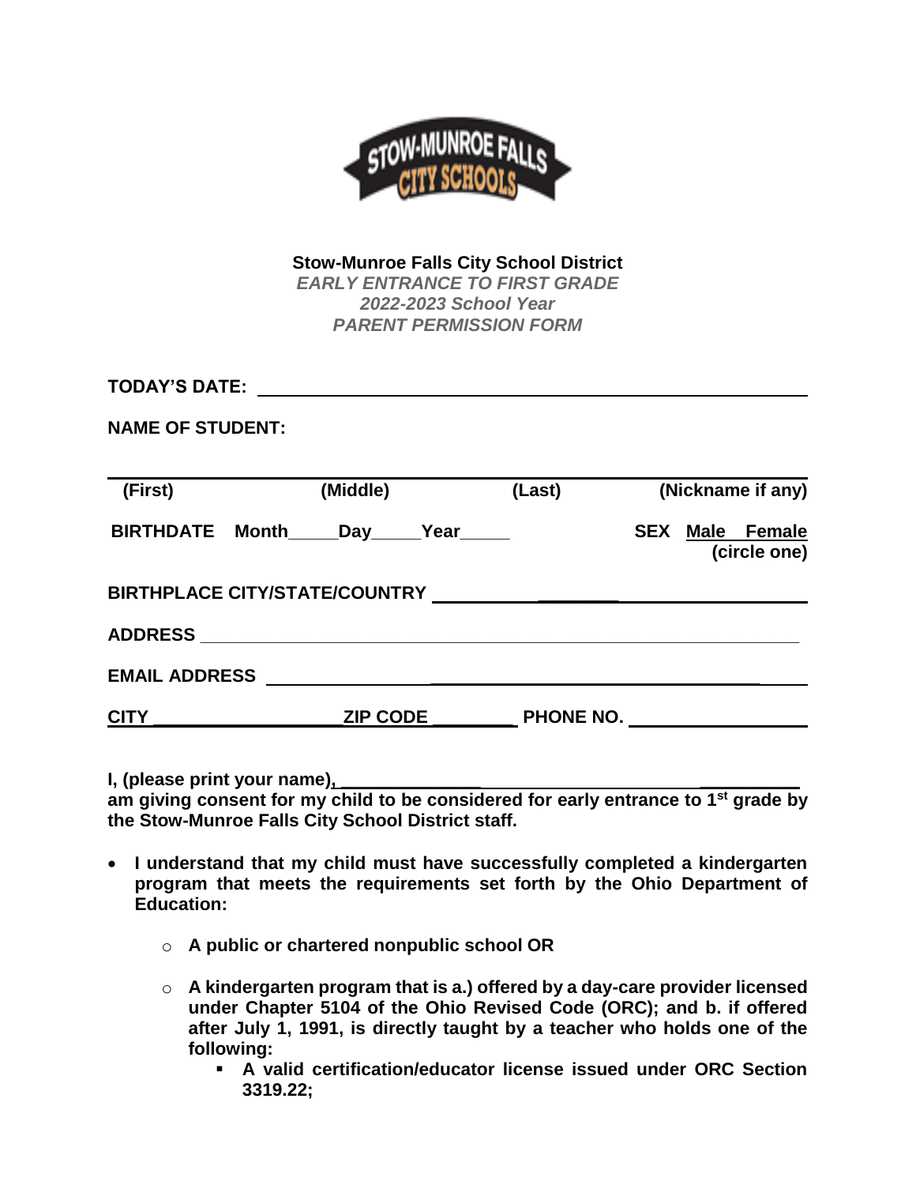**Stow-Munroe Falls City School District**

***EARLY ENTRANCE TO FIRST GRADE***

***2022-2023 School Year***

***PARENT PERMISSION FORM***

**TODAY'S DATE:** ______________________________________________

**NAME OF STUDENT:**

______________________________________________________________

**(First)** **(Middle)** **(Last)** **(Nickname if any)**

**BIRTHDATE Month_____Day_____Year_____** **SEX Male Female (circle one)**

**BIRTHPLACE CITY/STATE/COUNTRY** ______________________________

**ADDRESS** ____________________________________________________

**EMAIL ADDRESS** ______________________________________________

**CITY** ___________________ **ZIP CODE** _________ **PHONE NO.** __________________

**I, (please print your name),** ________________________________________ **am giving consent for my child to be considered for early entrance to 1st grade by the Stow-Munroe Falls City School District staff.**

- **I understand that my child must have successfully completed a kindergarten program that meets the requirements set forth by the Ohio Department of Education:**
  - **A public or chartered nonpublic school OR**
  - **A kindergarten program that is a.) offered by a day-care provider licensed under Chapter 5104 of the Ohio Revised Code (ORC); and b. if offered after July 1, 1991, is directly taught by a teacher who holds one of the following:**
    - **A valid certification/educator license issued under ORC Section 3319.22;**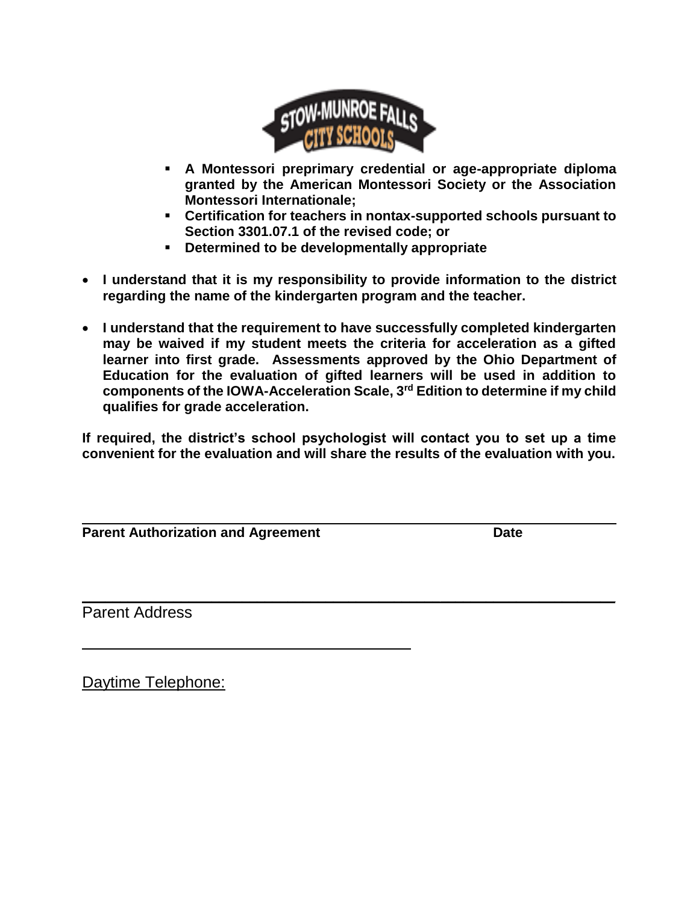STOW-MUNROE FALLS CITY SCHOOLS

- **A Montessori preprimary credential or age-appropriate diploma granted by the American Montessori Society or the Association Montessori Internationale;**
- **Certification for teachers in nontax-supported schools pursuant to Section 3301.07.1 of the revised code; or**
- **Determined to be developmentally appropriate**

- **I understand that it is my responsibility to provide information to the district regarding the name of the kindergarten program and the teacher.**

- **I understand that the requirement to have successfully completed kindergarten may be waived if my student meets the criteria for acceleration as a gifted learner into first grade. Assessments approved by the Ohio Department of Education for the evaluation of gifted learners will be used in addition to components of the IOWA-Acceleration Scale, 3rd Edition to determine if my child qualifies for grade acceleration.**

**If required, the district's school psychologist will contact you to set up a time convenient for the evaluation and will share the results of the evaluation with you.**

\_\_\_\_\_\_\_\_\_\_\_\_\_\_\_\_\_\_\_\_\_\_\_\_\_\_\_\_\_\_\_\_\_\_\_\_\_\_\_\_\_\_\_\_\_\_\_\_\_\_\_\_\_\_\_\_\_\_\_\_

**Parent Authorization and Agreement** **Date**

\_\_\_\_\_\_\_\_\_\_\_\_\_\_\_\_\_\_\_\_\_\_\_\_\_\_\_\_\_\_\_\_\_\_\_\_\_\_\_\_\_\_\_\_\_\_\_\_\_\_\_\_\_\_\_\_\_\_\_\_

Parent Address

\_\_\_\_\_\_\_\_\_\_\_\_\_\_\_\_\_\_\_\_\_\_\_\_\_\_\_\_\_\_\_\_\_\_\_\_\_\_\_

Daytime Telephone: